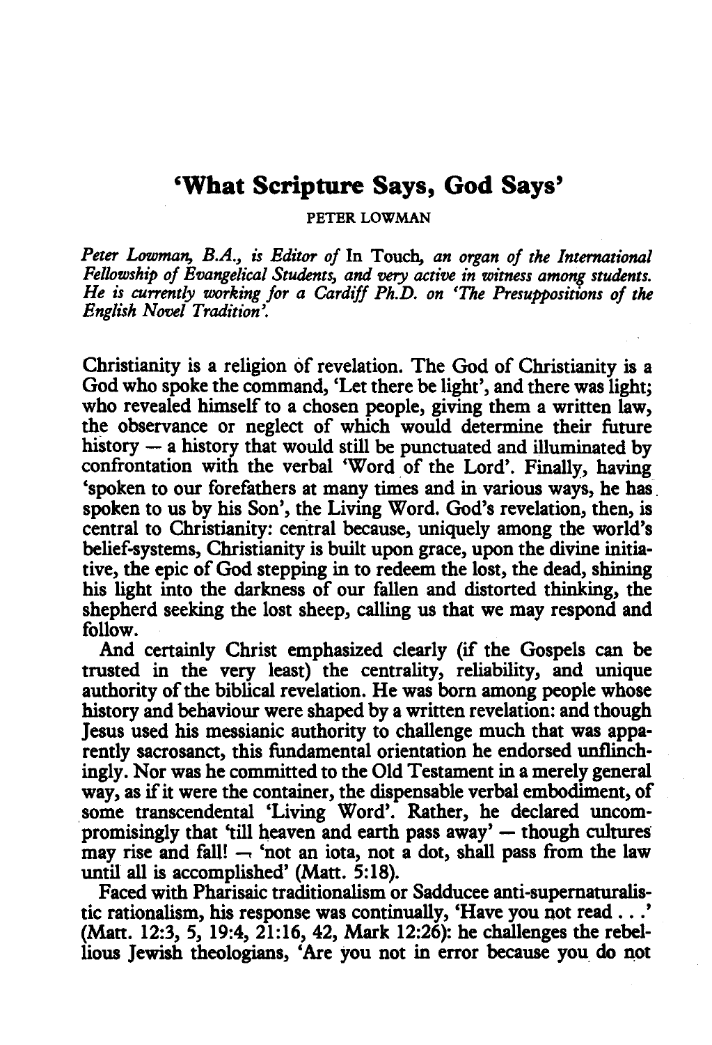# 'What Scripture Says, God Says'

PETER LOWMAN

*Peter Lowman, B.A., is Editor of* In Touch, *an organ of the International Fellowship of Evangelical Students, and very active in witness among students. He is currently working for a Cardiff Ph.D. on 'The Presuppositions of the English Novel Tradition'.*

Christianity is a religion of revelation. The God of Christianity is a God who spoke the command, 'Let there be light', and there was light; who revealed himself to a chosen people, giving them a written law, the observance or neglect of which would determine their future history — a history that would still be punctuated and illuminated by confrontation with the verbal 'Word of the Lord'. Finally, having 'spoken to our forefathers at many times and in various ways, he has spoken to us by his Son', the Living Word. God's revelation, then, is central to Christianity: central because, uniquely among the world's belief-systems, Christianity is built upon grace, upon the divine initiative, the epic of God stepping in to redeem the lost, the dead, shining his light into the darkness of our fallen and distorted thinking, the shepherd seeking the lost sheep, calling us that we may respond and follow.

And certainly Christ emphasized clearly (if the Gospels can be trusted in the very least) the centrality, reliability, and unique authority of the biblical revelation. He was born among people whose history and behaviour were shaped by a written revelation: and though Jesus used his messianic authority to challenge much that was apparently sacrosanct, this fundamental orientation he endorsed unflinchingly. Nor was he committed to the Old Testament in a merely general way, as if it were the container, the dispensable verbal embodiment, of some transcendental 'Living Word'. Rather, he declared uncompromisingly that 'till heaven and earth pass away' — though cultures may rise and fall! — 'not an iota, not a dot, shall pass from the law until all is accomplished' (Matt. 5:18).

Faced with Pharisaic traditionalism or Sadducee anti-supernaturalistic rationalism, his response was continually, 'Have you not read . . .' (Matt. 12:3, 5, 19:4, 21:16, 42, Mark 12:26): he challenges the rebellious Jewish theologians, 'Are you not in error because you do not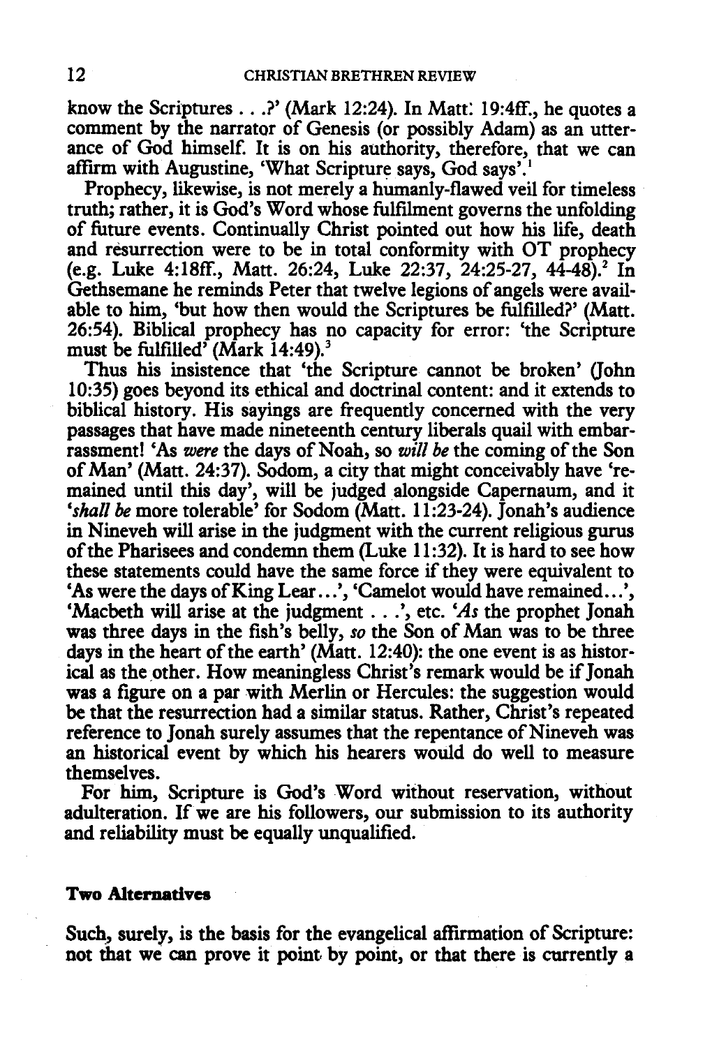know the Scriptures . . .?' (Mark 12:24). In Matt. 19:4ff., he quotes a comment by the narrator of Genesis (or possibly Adam) as an utterance of God himself. It is on his authority, therefore, that we can affirm with Augustine, 'What Scripture says, God says'.[1]

Prophecy, likewise, is not merely a humanly-flawed veil for timeless truth; rather, it is God's Word whose fulfilment governs the unfolding of future events. Continually Christ pointed out how his life, death and resurrection were to be in total conformity with OT prophecy (e.g. Luke 4:18ff., Matt. 26:24, Luke 22:37, 24:25-27, 44-48).[2] In Gethsemane he reminds Peter that twelve legions of angels were available to him, 'but how then would the Scriptures be fulfilled?' (Matt. 26:54). Biblical prophecy has no capacity for error: 'the Scripture must be fulfilled' (Mark 14:49).[3]

Thus his insistence that 'the Scripture cannot be broken' (John 10:35) goes beyond its ethical and doctrinal content: and it extends to biblical history. His sayings are frequently concerned with the very passages that have made nineteenth century liberals quail with embarrassment! 'As *were* the days of Noah, so *will be* the coming of the Son of Man' (Matt. 24:37). Sodom, a city that might conceivably have 'remained until this day', will be judged alongside Capernaum, and it '*shall be* more tolerable' for Sodom (Matt. 11:23-24). Jonah's audience in Nineveh will arise in the judgment with the current religious gurus of the Pharisees and condemn them (Luke 11:32). It is hard to see how these statements could have the same force if they were equivalent to 'As were the days of King Lear...', 'Camelot would have remained...', 'Macbeth will arise at the judgment . . .', etc. '*As* the prophet Jonah was three days in the fish's belly, *so* the Son of Man was to be three days in the heart of the earth' (Matt. 12:40): the one event is as historical as the other. How meaningless Christ's remark would be if Jonah was a figure on a par with Merlin or Hercules: the suggestion would be that the resurrection had a similar status. Rather, Christ's repeated reference to Jonah surely assumes that the repentance of Nineveh was an historical event by which his hearers would do well to measure themselves.

For him, Scripture is God's Word without reservation, without adulteration. If we are his followers, our submission to its authority and reliability must be equally unqualified.

## Two Alternatives

Such, surely, is the basis for the evangelical affirmation of Scripture: not that we can prove it point by point, or that there is currently a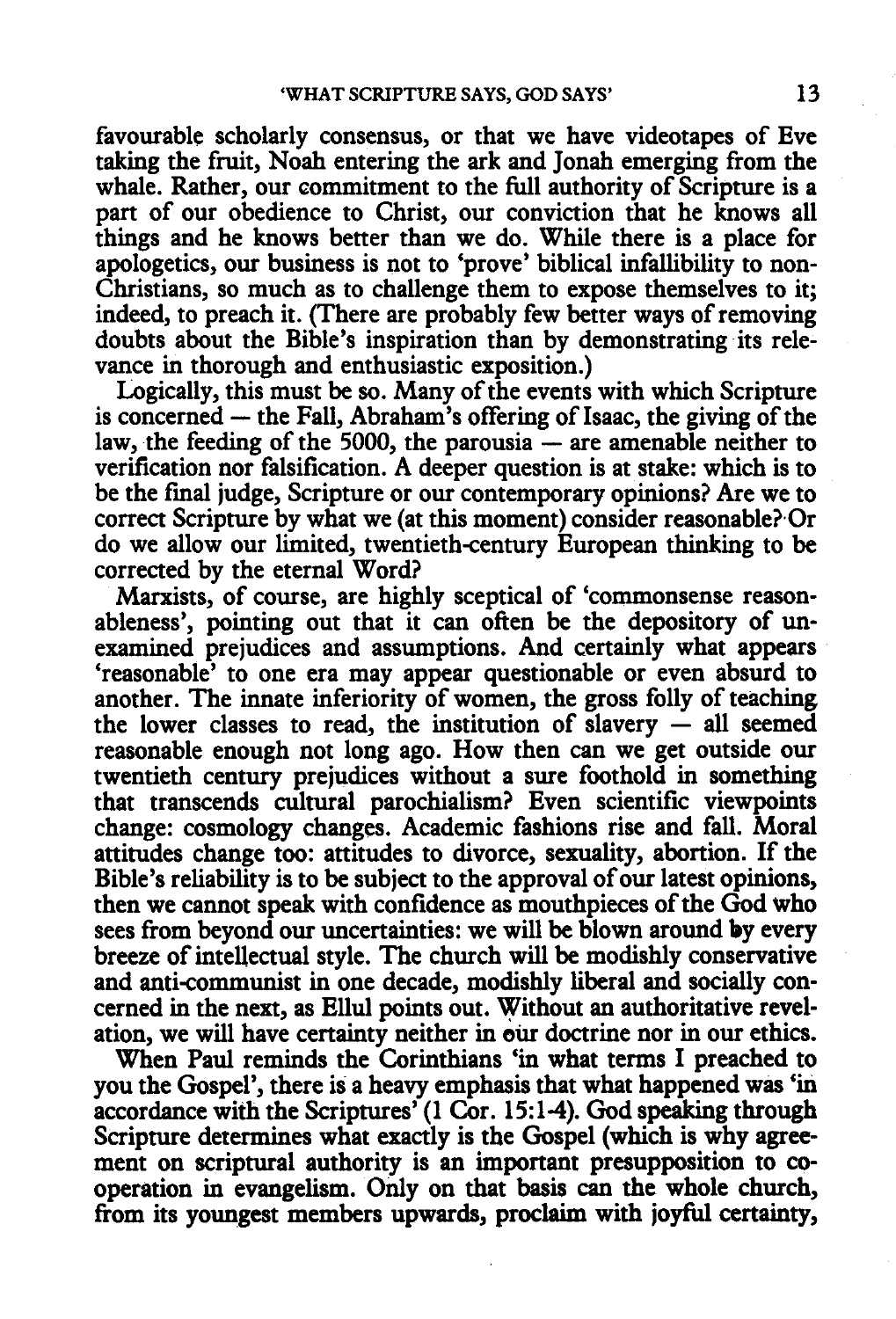favourable scholarly consensus, or that we have videotapes of Eve taking the fruit, Noah entering the ark and Jonah emerging from the whale. Rather, our commitment to the full authority of Scripture is a part of our obedience to Christ, our conviction that he knows all things and he knows better than we do. While there is a place for apologetics, our business is not to 'prove' biblical infallibility to non-Christians, so much as to challenge them to expose themselves to it; indeed, to preach it. (There are probably few better ways of removing doubts about the Bible's inspiration than by demonstrating its relevance in thorough and enthusiastic exposition.)

Logically, this must be so. Many of the events with which Scripture is concerned — the Fall, Abraham's offering of Isaac, the giving of the law, the feeding of the 5000, the parousia — are amenable neither to verification nor falsification. A deeper question is at stake: which is to be the final judge, Scripture or our contemporary opinions? Are we to correct Scripture by what we (at this moment) consider reasonable? Or do we allow our limited, twentieth-century European thinking to be corrected by the eternal Word?

Marxists, of course, are highly sceptical of 'commonsense reasonableness', pointing out that it can often be the depository of unexamined prejudices and assumptions. And certainly what appears 'reasonable' to one era may appear questionable or even absurd to another. The innate inferiority of women, the gross folly of teaching the lower classes to read, the institution of slavery — all seemed reasonable enough not long ago. How then can we get outside our twentieth century prejudices without a sure foothold in something that transcends cultural parochialism? Even scientific viewpoints change: cosmology changes. Academic fashions rise and fall. Moral attitudes change too: attitudes to divorce, sexuality, abortion. If the Bible's reliability is to be subject to the approval of our latest opinions, then we cannot speak with confidence as mouthpieces of the God who sees from beyond our uncertainties: we will be blown around by every breeze of intellectual style. The church will be modishly conservative and anti-communist in one decade, modishly liberal and socially concerned in the next, as Ellul points out. Without an authoritative revelation, we will have certainty neither in our doctrine nor in our ethics.

When Paul reminds the Corinthians 'in what terms I preached to you the Gospel', there is a heavy emphasis that what happened was 'in accordance with the Scriptures' (1 Cor. 15:1-4). God speaking through Scripture determines what exactly is the Gospel (which is why agreement on scriptural authority is an important presupposition to co-operation in evangelism. Only on that basis can the whole church, from its youngest members upwards, proclaim with joyful certainty,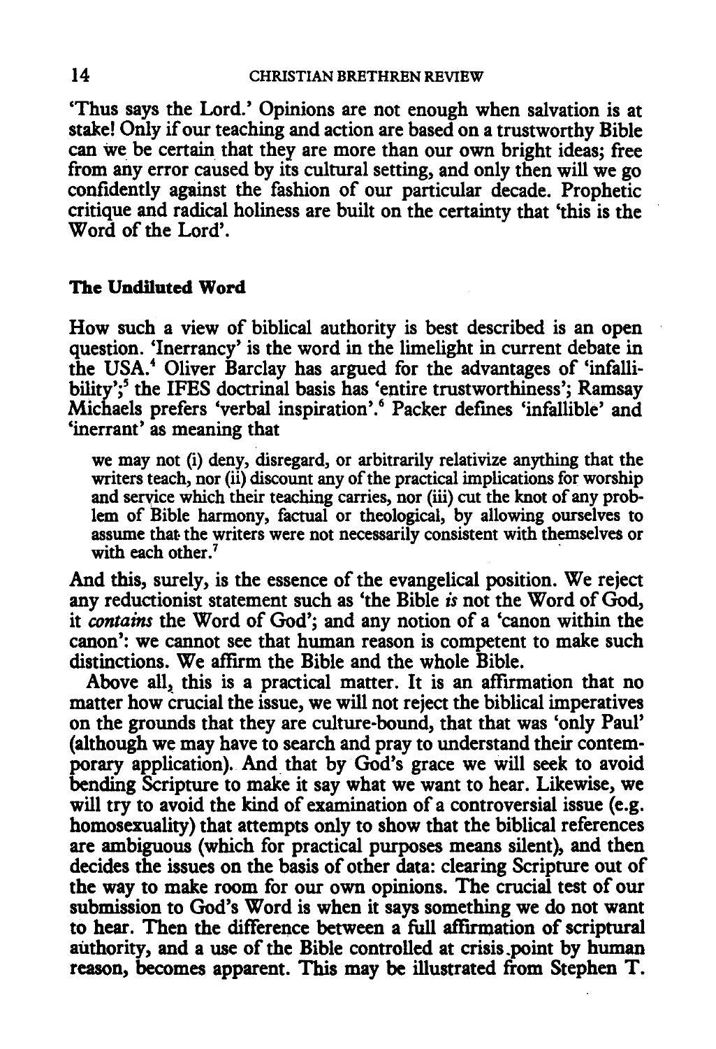'Thus says the Lord.' Opinions are not enough when salvation is at stake! Only if our teaching and action are based on a trustworthy Bible can we be certain that they are more than our own bright ideas; free from any error caused by its cultural setting, and only then will we go confidently against the fashion of our particular decade. Prophetic critique and radical holiness are built on the certainty that 'this is the Word of the Lord'.

**The Undiluted Word**

How such a view of biblical authority is best described is an open question. 'Inerrancy' is the word in the limelight in current debate in the USA.[4] Oliver Barclay has argued for the advantages of 'infallibility';[5] the IFES doctrinal basis has 'entire trustworthiness'; Ramsay Michaels prefers 'verbal inspiration'.[6] Packer defines 'infallible' and 'inerrant' as meaning that

> we may not (i) deny, disregard, or arbitrarily relativize anything that the writers teach, nor (ii) discount any of the practical implications for worship and service which their teaching carries, nor (iii) cut the knot of any problem of Bible harmony, factual or theological, by allowing ourselves to assume that the writers were not necessarily consistent with themselves or with each other.[7]

And this, surely, is the essence of the evangelical position. We reject any reductionist statement such as 'the Bible *is* not the Word of God, it *contains* the Word of God'; and any notion of a 'canon within the canon': we cannot see that human reason is competent to make such distinctions. We affirm the Bible and the whole Bible.

Above all, this is a practical matter. It is an affirmation that no matter how crucial the issue, we will not reject the biblical imperatives on the grounds that they are culture-bound, that that was 'only Paul' (although we may have to search and pray to understand their contemporary application). And that by God's grace we will seek to avoid bending Scripture to make it say what we want to hear. Likewise, we will try to avoid the kind of examination of a controversial issue (e.g. homosexuality) that attempts only to show that the biblical references are ambiguous (which for practical purposes means silent), and then decides the issues on the basis of other data: clearing Scripture out of the way to make room for our own opinions. The crucial test of our submission to God's Word is when it says something we do not want to hear. Then the difference between a full affirmation of scriptural authority, and a use of the Bible controlled at crisis point by human reason, becomes apparent. This may be illustrated from Stephen T.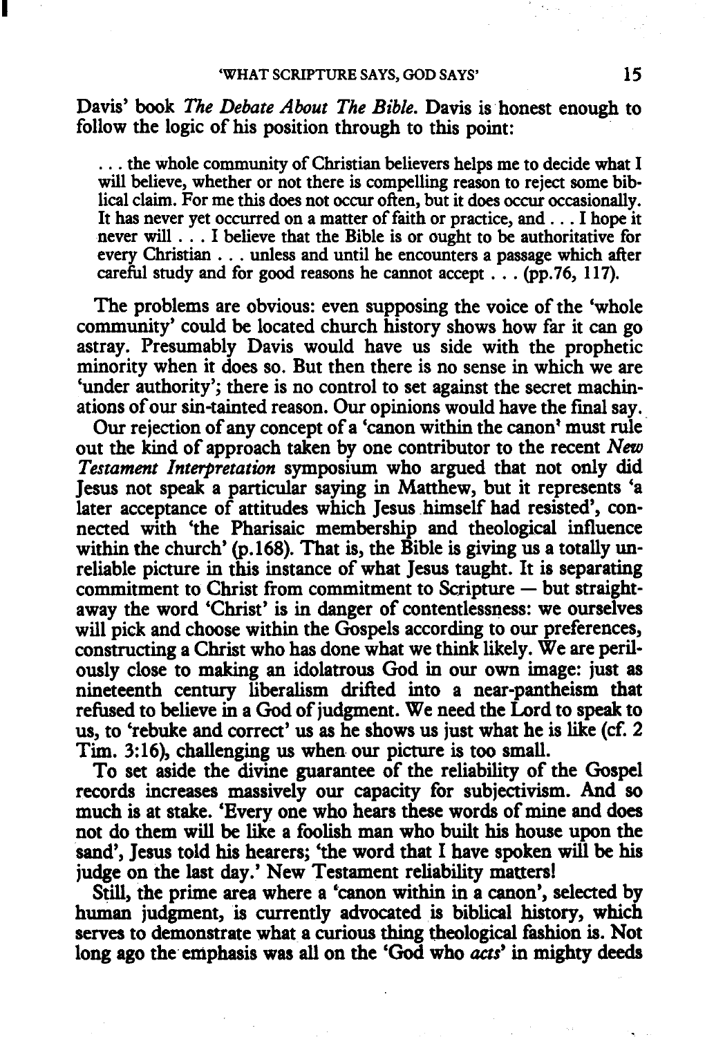Davis' book *The Debate About The Bible.* Davis is honest enough to follow the logic of his position through to this point:

> ... the whole community of Christian believers helps me to decide what I will believe, whether or not there is compelling reason to reject some biblical claim. For me this does not occur often, but it does occur occasionally. It has never yet occurred on a matter of faith or practice, and ... I hope it never will ... I believe that the Bible is or ought to be authoritative for every Christian ... unless and until he encounters a passage which after careful study and for good reasons he cannot accept ... (pp.76, 117).

The problems are obvious: even supposing the voice of the 'whole community' could be located church history shows how far it can go astray. Presumably Davis would have us side with the prophetic minority when it does so. But then there is no sense in which we are 'under authority'; there is no control to set against the secret machinations of our sin-tainted reason. Our opinions would have the final say.

Our rejection of any concept of a 'canon within the canon' must rule out the kind of approach taken by one contributor to the recent *New Testament Interpretation* symposium who argued that not only did Jesus not speak a particular saying in Matthew, but it represents 'a later acceptance of attitudes which Jesus himself had resisted', connected with 'the Pharisaic membership and theological influence within the church' (p.168). That is, the Bible is giving us a totally unreliable picture in this instance of what Jesus taught. It is separating commitment to Christ from commitment to Scripture — but straightaway the word 'Christ' is in danger of contentlessness: we ourselves will pick and choose within the Gospels according to our preferences, constructing a Christ who has done what we think likely. We are perilously close to making an idolatrous God in our own image: just as nineteenth century liberalism drifted into a near-pantheism that refused to believe in a God of judgment. We need the Lord to speak to us, to 'rebuke and correct' us as he shows us just what he is like (cf. 2 Tim. 3:16), challenging us when our picture is too small.

To set aside the divine guarantee of the reliability of the Gospel records increases massively our capacity for subjectivism. And so much is at stake. 'Every one who hears these words of mine and does not do them will be like a foolish man who built his house upon the sand', Jesus told his hearers; 'the word that I have spoken will be his judge on the last day.' New Testament reliability matters!

Still, the prime area where a 'canon within in a canon', selected by human judgment, is currently advocated is biblical history, which serves to demonstrate what a curious thing theological fashion is. Not long ago the emphasis was all on the 'God who *acts*' in mighty deeds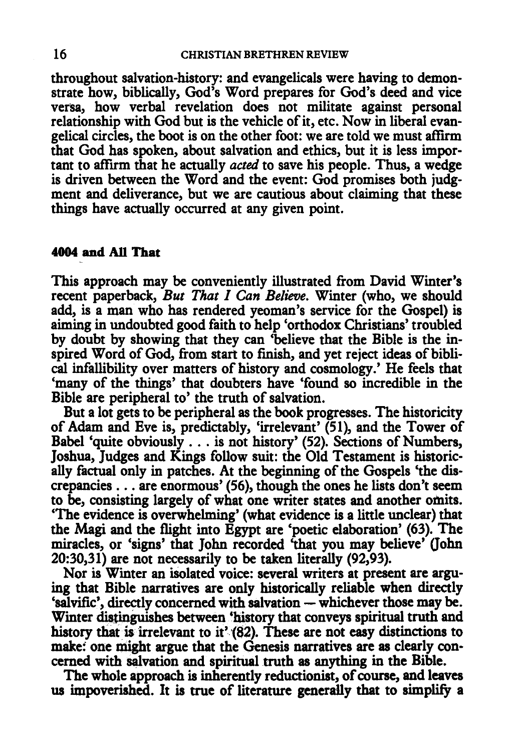throughout salvation-history: and evangelicals were having to demonstrate how, biblically, God's Word prepares for God's deed and vice versa, how verbal revelation does not militate against personal relationship with God but is the vehicle of it, etc. Now in liberal evangelical circles, the boot is on the other foot: we are told we must affirm that God has spoken, about salvation and ethics, but it is less important to affirm that he actually *acted* to save his people. Thus, a wedge is driven between the Word and the event: God promises both judgment and deliverance, but we are cautious about claiming that these things have actually occurred at any given point.

### 4004 and All That

This approach may be conveniently illustrated from David Winter's recent paperback, *But That I Can Believe*. Winter (who, we should add, is a man who has rendered yeoman's service for the Gospel) is aiming in undoubted good faith to help 'orthodox Christians' troubled by doubt by showing that they can 'believe that the Bible is the inspired Word of God, from start to finish, and yet reject ideas of biblical infallibility over matters of history and cosmology.' He feels that 'many of the things' that doubters have 'found so incredible in the Bible are peripheral to' the truth of salvation.

But a lot gets to be peripheral as the book progresses. The historicity of Adam and Eve is, predictably, 'irrelevant' (51), and the Tower of Babel 'quite obviously . . . is not history' (52). Sections of Numbers, Joshua, Judges and Kings follow suit: the Old Testament is historically factual only in patches. At the beginning of the Gospels 'the discrepancies . . . are enormous' (56), though the ones he lists don't seem to be, consisting largely of what one writer states and another omits. 'The evidence is overwhelming' (what evidence is a little unclear) that the Magi and the flight into Egypt are 'poetic elaboration' (63). The miracles, or 'signs' that John recorded 'that you may believe' (John 20:30,31) are not necessarily to be taken literally (92,93).

Nor is Winter an isolated voice: several writers at present are arguing that Bible narratives are only historically reliable when directly 'salvific', directly concerned with salvation — whichever those may be. Winter distinguishes between 'history that conveys spiritual truth and history that is irrelevant to it' (82). These are not easy distinctions to make: one might argue that the Genesis narratives are as clearly concerned with salvation and spiritual truth as anything in the Bible.

The whole approach is inherently reductionist, of course, and leaves us impoverished. It is true of literature generally that to simplify a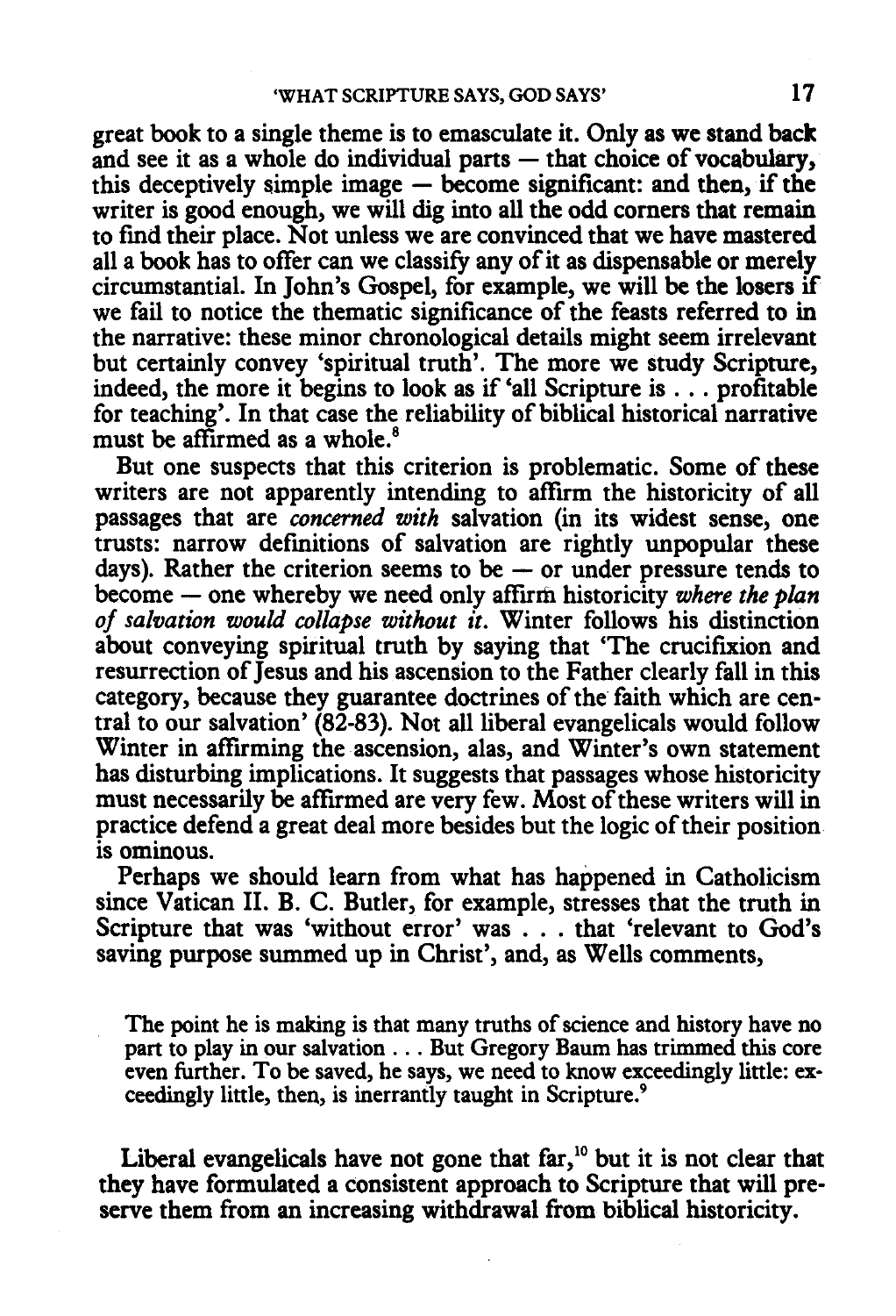great book to a single theme is to emasculate it. Only as we stand back and see it as a whole do individual parts — that choice of vocabulary, this deceptively simple image — become significant: and then, if the writer is good enough, we will dig into all the odd corners that remain to find their place. Not unless we are convinced that we have mastered all a book has to offer can we classify any of it as dispensable or merely circumstantial. In John's Gospel, for example, we will be the losers if we fail to notice the thematic significance of the feasts referred to in the narrative: these minor chronological details might seem irrelevant but certainly convey 'spiritual truth'. The more we study Scripture, indeed, the more it begins to look as if 'all Scripture is . . . profitable for teaching'. In that case the reliability of biblical historical narrative must be affirmed as a whole.[8]

But one suspects that this criterion is problematic. Some of these writers are not apparently intending to affirm the historicity of all passages that are *concerned with* salvation (in its widest sense, one trusts: narrow definitions of salvation are rightly unpopular these days). Rather the criterion seems to be — or under pressure tends to become — one whereby we need only affirm historicity *where the plan of salvation would collapse without it*. Winter follows his distinction about conveying spiritual truth by saying that 'The crucifixion and resurrection of Jesus and his ascension to the Father clearly fall in this category, because they guarantee doctrines of the faith which are central to our salvation' (82-83). Not all liberal evangelicals would follow Winter in affirming the ascension, alas, and Winter's own statement has disturbing implications. It suggests that passages whose historicity must necessarily be affirmed are very few. Most of these writers will in practice defend a great deal more besides but the logic of their position is ominous.

Perhaps we should learn from what has happened in Catholicism since Vatican II. B. C. Butler, for example, stresses that the truth in Scripture that was 'without error' was . . . that 'relevant to God's saving purpose summed up in Christ', and, as Wells comments,

> The point he is making is that many truths of science and history have no part to play in our salvation . . . But Gregory Baum has trimmed this core even further. To be saved, he says, we need to know exceedingly little: exceedingly little, then, is inerrantly taught in Scripture.[9]

Liberal evangelicals have not gone that far,[10] but it is not clear that they have formulated a consistent approach to Scripture that will preserve them from an increasing withdrawal from biblical historicity.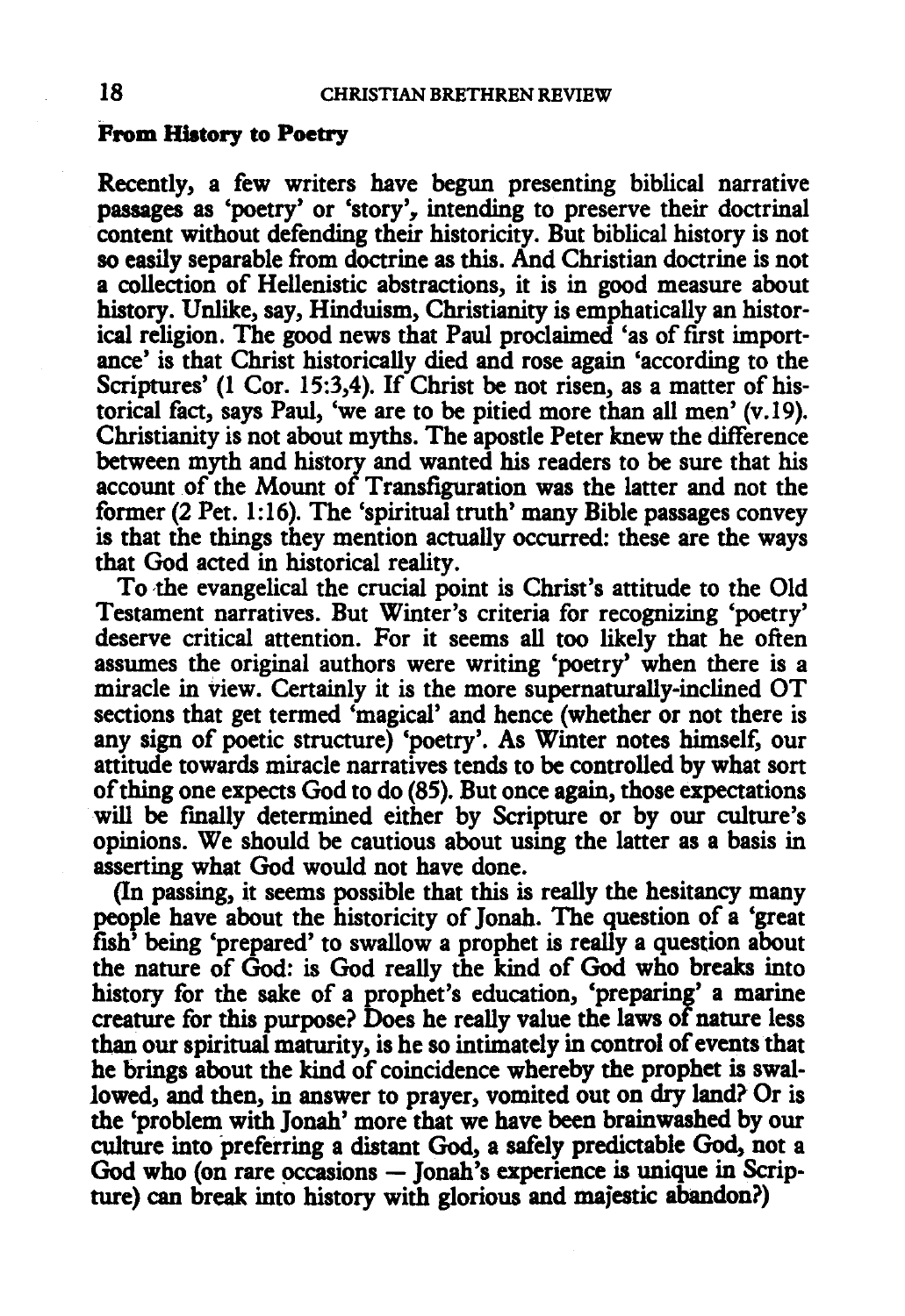### From History to Poetry

Recently, a few writers have begun presenting biblical narrative passages as 'poetry' or 'story', intending to preserve their doctrinal content without defending their historicity. But biblical history is not so easily separable from doctrine as this. And Christian doctrine is not a collection of Hellenistic abstractions, it is in good measure about history. Unlike, say, Hinduism, Christianity is emphatically an historical religion. The good news that Paul proclaimed 'as of first importance' is that Christ historically died and rose again 'according to the Scriptures' (1 Cor. 15:3,4). If Christ be not risen, as a matter of historical fact, says Paul, 'we are to be pitied more than all men' (v.19). Christianity is not about myths. The apostle Peter knew the difference between myth and history and wanted his readers to be sure that his account of the Mount of Transfiguration was the latter and not the former (2 Pet. 1:16). The 'spiritual truth' many Bible passages convey is that the things they mention actually occurred: these are the ways that God acted in historical reality.

To the evangelical the crucial point is Christ's attitude to the Old Testament narratives. But Winter's criteria for recognizing 'poetry' deserve critical attention. For it seems all too likely that he often assumes the original authors were writing 'poetry' when there is a miracle in view. Certainly it is the more supernaturally-inclined OT sections that get termed 'magical' and hence (whether or not there is any sign of poetic structure) 'poetry'. As Winter notes himself, our attitude towards miracle narratives tends to be controlled by what sort of thing one expects God to do (85). But once again, those expectations will be finally determined either by Scripture or by our culture's opinions. We should be cautious about using the latter as a basis in asserting what God would not have done.

(In passing, it seems possible that this is really the hesitancy many people have about the historicity of Jonah. The question of a 'great fish' being 'prepared' to swallow a prophet is really a question about the nature of God: is God really the kind of God who breaks into history for the sake of a prophet's education, 'preparing' a marine creature for this purpose? Does he really value the laws of nature less than our spiritual maturity, is he so intimately in control of events that he brings about the kind of coincidence whereby the prophet is swallowed, and then, in answer to prayer, vomited out on dry land? Or is the 'problem with Jonah' more that we have been brainwashed by our culture into preferring a distant God, a safely predictable God, not a God who (on rare occasions — Jonah's experience is unique in Scripture) can break into history with glorious and majestic abandon?)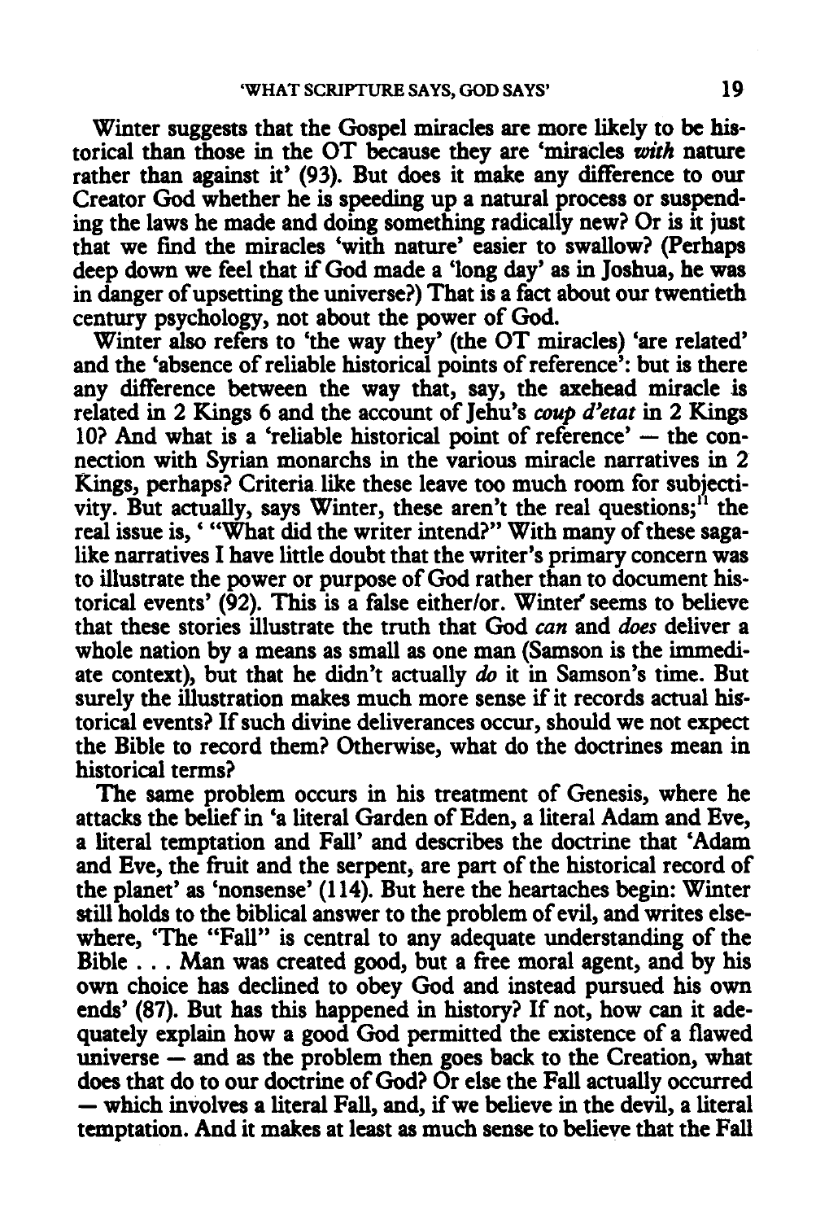Winter suggests that the Gospel miracles are more likely to be historical than those in the OT because they are 'miracles *with* nature rather than against it' (93). But does it make any difference to our Creator God whether he is speeding up a natural process or suspending the laws he made and doing something radically new? Or is it just that we find the miracles 'with nature' easier to swallow? (Perhaps deep down we feel that if God made a 'long day' as in Joshua, he was in danger of upsetting the universe?) That is a fact about our twentieth century psychology, not about the power of God.

Winter also refers to 'the way they' (the OT miracles) 'are related' and the 'absence of reliable historical points of reference': but is there any difference between the way that, say, the axehead miracle is related in 2 Kings 6 and the account of Jehu's *coup d'etat* in 2 Kings 10? And what is a 'reliable historical point of reference' — the connection with Syrian monarchs in the various miracle narratives in 2 Kings, perhaps? Criteria like these leave too much room for subjectivity. But actually, says Winter, these aren't the real questions;[11] the real issue is, ' "What did the writer intend?" With many of these saga-like narratives I have little doubt that the writer's primary concern was to illustrate the power or purpose of God rather than to document historical events' (92). This is a false either/or. Winter seems to believe that these stories illustrate the truth that God *can* and *does* deliver a whole nation by a means as small as one man (Samson is the immediate context), but that he didn't actually *do* it in Samson's time. But surely the illustration makes much more sense if it records actual historical events? If such divine deliverances occur, should we not expect the Bible to record them? Otherwise, what do the doctrines mean in historical terms?

The same problem occurs in his treatment of Genesis, where he attacks the belief in 'a literal Garden of Eden, a literal Adam and Eve, a literal temptation and Fall' and describes the doctrine that 'Adam and Eve, the fruit and the serpent, are part of the historical record of the planet' as 'nonsense' (114). But here the heartaches begin: Winter still holds to the biblical answer to the problem of evil, and writes elsewhere, 'The "Fall" is central to any adequate understanding of the Bible . . . Man was created good, but a free moral agent, and by his own choice has declined to obey God and instead pursued his own ends' (87). But has this happened in history? If not, how can it adequately explain how a good God permitted the existence of a flawed universe — and as the problem then goes back to the Creation, what does that do to our doctrine of God? Or else the Fall actually occurred — which involves a literal Fall, and, if we believe in the devil, a literal temptation. And it makes at least as much sense to believe that the Fall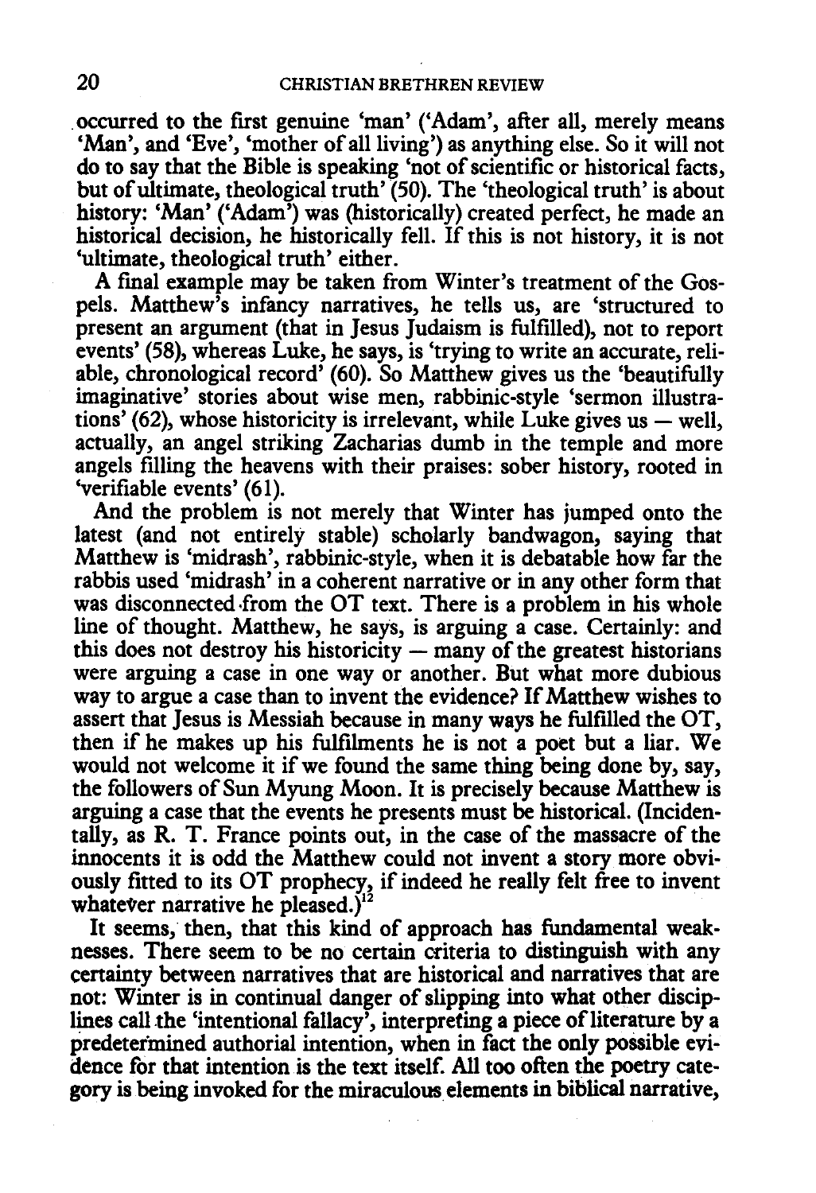occurred to the first genuine 'man' ('Adam', after all, merely means 'Man', and 'Eve', 'mother of all living') as anything else. So it will not do to say that the Bible is speaking 'not of scientific or historical facts, but of ultimate, theological truth' (50). The 'theological truth' is about history: 'Man' ('Adam') was (historically) created perfect, he made an historical decision, he historically fell. If this is not history, it is not 'ultimate, theological truth' either.

A final example may be taken from Winter's treatment of the Gospels. Matthew's infancy narratives, he tells us, are 'structured to present an argument (that in Jesus Judaism is fulfilled), not to report events' (58), whereas Luke, he says, is 'trying to write an accurate, reliable, chronological record' (60). So Matthew gives us the 'beautifully imaginative' stories about wise men, rabbinic-style 'sermon illustrations' (62), whose historicity is irrelevant, while Luke gives us — well, actually, an angel striking Zacharias dumb in the temple and more angels filling the heavens with their praises: sober history, rooted in 'verifiable events' (61).

And the problem is not merely that Winter has jumped onto the latest (and not entirely stable) scholarly bandwagon, saying that Matthew is 'midrash', rabbinic-style, when it is debatable how far the rabbis used 'midrash' in a coherent narrative or in any other form that was disconnected from the OT text. There is a problem in his whole line of thought. Matthew, he says, is arguing a case. Certainly: and this does not destroy his historicity — many of the greatest historians were arguing a case in one way or another. But what more dubious way to argue a case than to invent the evidence? If Matthew wishes to assert that Jesus is Messiah because in many ways he fulfilled the OT, then if he makes up his fulfilments he is not a poet but a liar. We would not welcome it if we found the same thing being done by, say, the followers of Sun Myung Moon. It is precisely because Matthew is arguing a case that the events he presents must be historical. (Incidentally, as R. T. France points out, in the case of the massacre of the innocents it is odd the Matthew could not invent a story more obviously fitted to its OT prophecy, if indeed he really felt free to invent whatever narrative he pleased.)[12]

It seems, then, that this kind of approach has fundamental weaknesses. There seem to be no certain criteria to distinguish with any certainty between narratives that are historical and narratives that are not: Winter is in continual danger of slipping into what other disciplines call the 'intentional fallacy', interpreting a piece of literature by a predetermined authorial intention, when in fact the only possible evidence for that intention is the text itself. All too often the poetry category is being invoked for the miraculous elements in biblical narrative,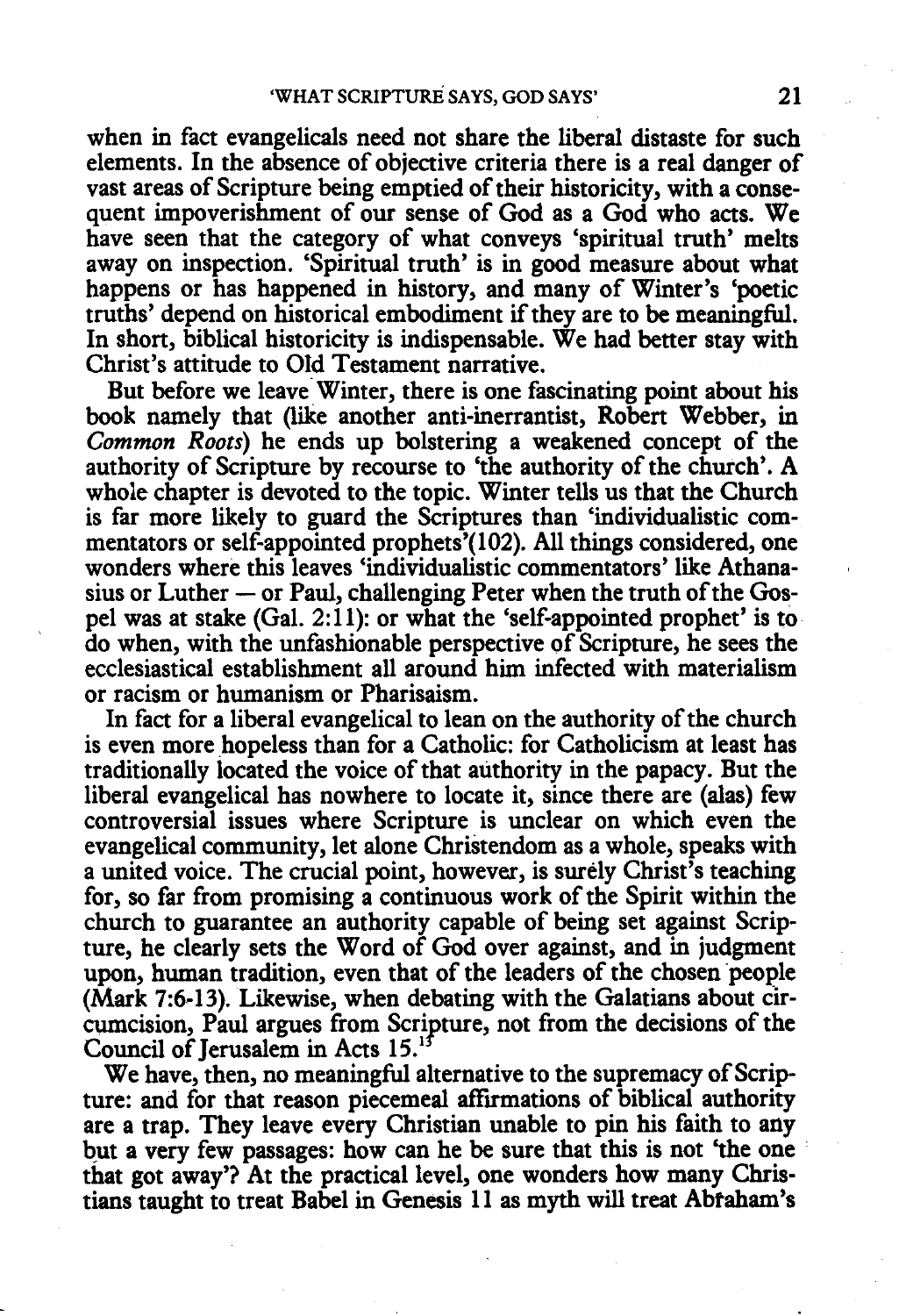when in fact evangelicals need not share the liberal distaste for such elements. In the absence of objective criteria there is a real danger of vast areas of Scripture being emptied of their historicity, with a consequent impoverishment of our sense of God as a God who acts. We have seen that the category of what conveys 'spiritual truth' melts away on inspection. 'Spiritual truth' is in good measure about what happens or has happened in history, and many of Winter's 'poetic truths' depend on historical embodiment if they are to be meaningful. In short, biblical historicity is indispensable. We had better stay with Christ's attitude to Old Testament narrative.

But before we leave Winter, there is one fascinating point about his book namely that (like another anti-inerrantist, Robert Webber, in *Common Roots*) he ends up bolstering a weakened concept of the authority of Scripture by recourse to 'the authority of the church'. A whole chapter is devoted to the topic. Winter tells us that the Church is far more likely to guard the Scriptures than 'individualistic commentators or self-appointed prophets'(102). All things considered, one wonders where this leaves 'individualistic commentators' like Athanasius or Luther — or Paul, challenging Peter when the truth of the Gospel was at stake (Gal. 2:11): or what the 'self-appointed prophet' is to do when, with the unfashionable perspective of Scripture, he sees the ecclesiastical establishment all around him infected with materialism or racism or humanism or Pharisaism.

In fact for a liberal evangelical to lean on the authority of the church is even more hopeless than for a Catholic: for Catholicism at least has traditionally located the voice of that authority in the papacy. But the liberal evangelical has nowhere to locate it, since there are (alas) few controversial issues where Scripture is unclear on which even the evangelical community, let alone Christendom as a whole, speaks with a united voice. The crucial point, however, is surely Christ's teaching for, so far from promising a continuous work of the Spirit within the church to guarantee an authority capable of being set against Scripture, he clearly sets the Word of God over against, and in judgment upon, human tradition, even that of the leaders of the chosen people (Mark 7:6-13). Likewise, when debating with the Galatians about circumcision, Paul argues from Scripture, not from the decisions of the Council of Jerusalem in Acts 15.[13]

We have, then, no meaningful alternative to the supremacy of Scripture: and for that reason piecemeal affirmations of biblical authority are a trap. They leave every Christian unable to pin his faith to any but a very few passages: how can he be sure that this is not 'the one that got away'? At the practical level, one wonders how many Christians taught to treat Babel in Genesis 11 as myth will treat Abraham's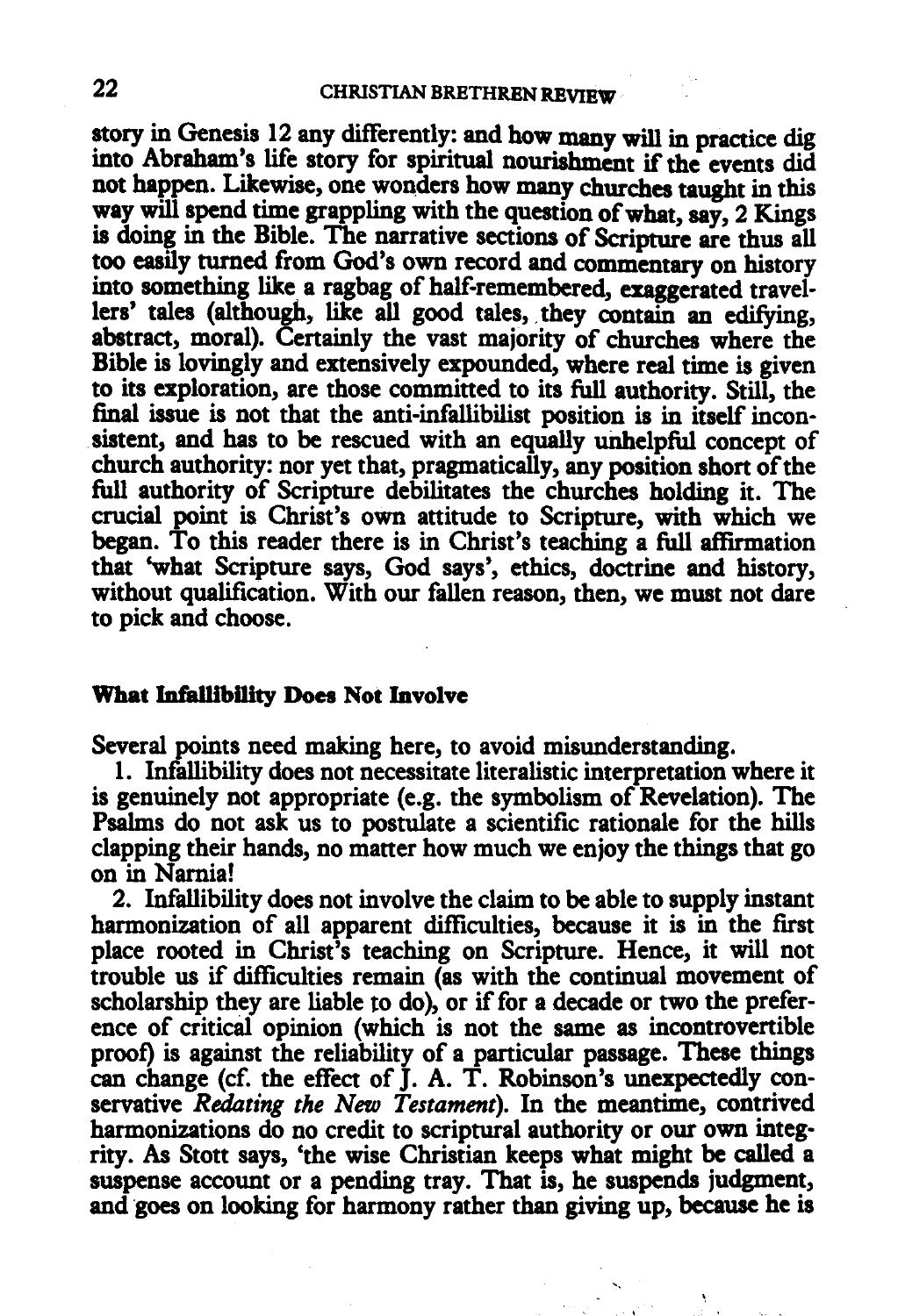story in Genesis 12 any differently: and how many will in practice dig into Abraham's life story for spiritual nourishment if the events did not happen. Likewise, one wonders how many churches taught in this way will spend time grappling with the question of what, say, 2 Kings is doing in the Bible. The narrative sections of Scripture are thus all too easily turned from God's own record and commentary on history into something like a ragbag of half-remembered, exaggerated travellers' tales (although, like all good tales, they contain an edifying, abstract, moral). Certainly the vast majority of churches where the Bible is lovingly and extensively expounded, where real time is given to its exploration, are those committed to its full authority. Still, the final issue is not that the anti-infallibilist position is in itself inconsistent, and has to be rescued with an equally unhelpful concept of church authority: nor yet that, pragmatically, any position short of the full authority of Scripture debilitates the churches holding it. The crucial point is Christ's own attitude to Scripture, with which we began. To this reader there is in Christ's teaching a full affirmation that 'what Scripture says, God says', ethics, doctrine and history, without qualification. With our fallen reason, then, we must not dare to pick and choose.

### What Infallibility Does Not Involve

Several points need making here, to avoid misunderstanding.

1. Infallibility does not necessitate literalistic interpretation where it is genuinely not appropriate (e.g. the symbolism of Revelation). The Psalms do not ask us to postulate a scientific rationale for the hills clapping their hands, no matter how much we enjoy the things that go on in Narnia!

2. Infallibility does not involve the claim to be able to supply instant harmonization of all apparent difficulties, because it is in the first place rooted in Christ's teaching on Scripture. Hence, it will not trouble us if difficulties remain (as with the continual movement of scholarship they are liable to do), or if for a decade or two the preference of critical opinion (which is not the same as incontrovertible proof) is against the reliability of a particular passage. These things can change (cf. the effect of J. A. T. Robinson's unexpectedly conservative *Redating the New Testament*). In the meantime, contrived harmonizations do no credit to scriptural authority or our own integrity. As Stott says, 'the wise Christian keeps what might be called a suspense account or a pending tray. That is, he suspends judgment, and goes on looking for harmony rather than giving up, because he is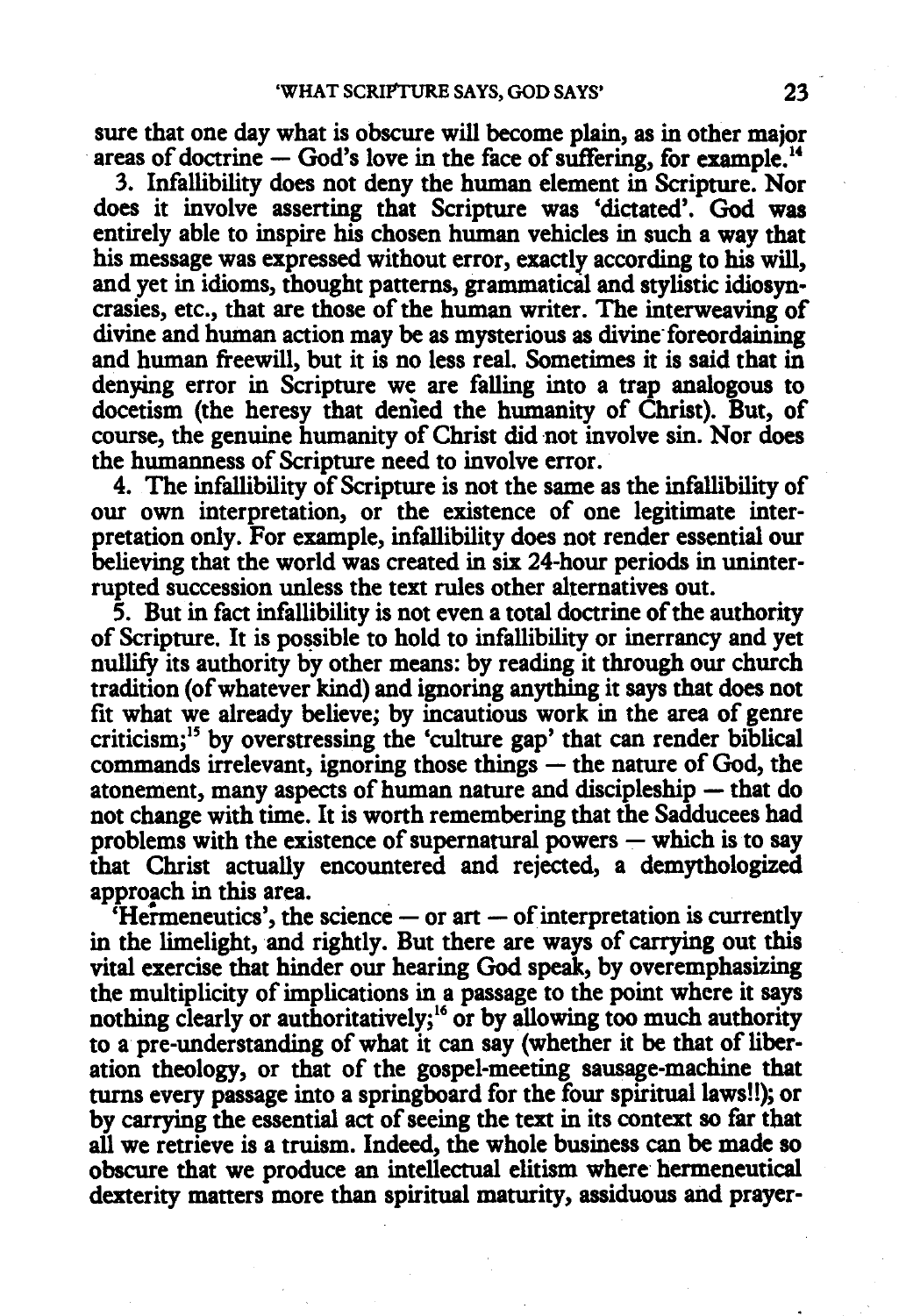sure that one day what is obscure will become plain, as in other major areas of doctrine — God's love in the face of suffering, for example.[14]

3. Infallibility does not deny the human element in Scripture. Nor does it involve asserting that Scripture was 'dictated'. God was entirely able to inspire his chosen human vehicles in such a way that his message was expressed without error, exactly according to his will, and yet in idioms, thought patterns, grammatical and stylistic idiosyncrasies, etc., that are those of the human writer. The interweaving of divine and human action may be as mysterious as divine foreordaining and human freewill, but it is no less real. Sometimes it is said that in denying error in Scripture we are falling into a trap analogous to docetism (the heresy that denied the humanity of Christ). But, of course, the genuine humanity of Christ did not involve sin. Nor does the humanness of Scripture need to involve error.

4. The infallibility of Scripture is not the same as the infallibility of our own interpretation, or the existence of one legitimate interpretation only. For example, infallibility does not render essential our believing that the world was created in six 24-hour periods in uninterrupted succession unless the text rules other alternatives out.

5. But in fact infallibility is not even a total doctrine of the authority of Scripture. It is possible to hold to infallibility or inerrancy and yet nullify its authority by other means: by reading it through our church tradition (of whatever kind) and ignoring anything it says that does not fit what we already believe; by incautious work in the area of genre criticism;[15] by overstressing the 'culture gap' that can render biblical commands irrelevant, ignoring those things — the nature of God, the atonement, many aspects of human nature and discipleship — that do not change with time. It is worth remembering that the Sadducees had problems with the existence of supernatural powers — which is to say that Christ actually encountered and rejected, a demythologized approach in this area.

'Hermeneutics', the science — or art — of interpretation is currently in the limelight, and rightly. But there are ways of carrying out this vital exercise that hinder our hearing God speak, by overemphasizing the multiplicity of implications in a passage to the point where it says nothing clearly or authoritatively;[16] or by allowing too much authority to a pre-understanding of what it can say (whether it be that of liberation theology, or that of the gospel-meeting sausage-machine that turns every passage into a springboard for the four spiritual laws!!); or by carrying the essential act of seeing the text in its context so far that all we retrieve is a truism. Indeed, the whole business can be made so obscure that we produce an intellectual elitism where hermeneutical dexterity matters more than spiritual maturity, assiduous and prayer-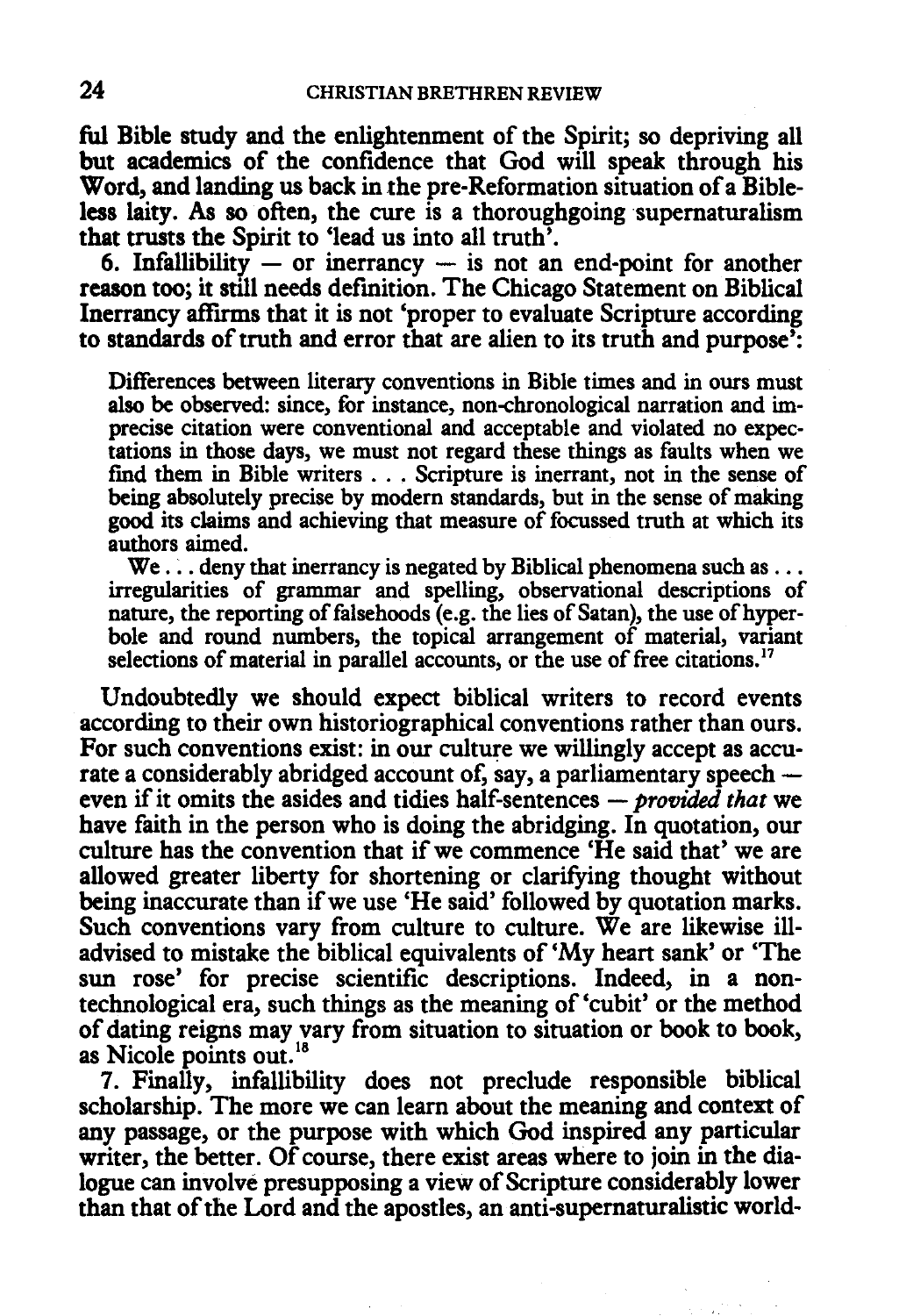ful Bible study and the enlightenment of the Spirit; so depriving all but academics of the confidence that God will speak through his Word, and landing us back in the pre-Reformation situation of a Bible-less laity. As so often, the cure is a thoroughgoing supernaturalism that trusts the Spirit to 'lead us into all truth'.

6. Infallibility — or inerrancy — is not an end-point for another reason too; it still needs definition. The Chicago Statement on Biblical Inerrancy affirms that it is not 'proper to evaluate Scripture according to standards of truth and error that are alien to its truth and purpose':

> Differences between literary conventions in Bible times and in ours must also be observed: since, for instance, non-chronological narration and imprecise citation were conventional and acceptable and violated no expectations in those days, we must not regard these things as faults when we find them in Bible writers . . . Scripture is inerrant, not in the sense of being absolutely precise by modern standards, but in the sense of making good its claims and achieving that measure of focussed truth at which its authors aimed.
>
> We . . . deny that inerrancy is negated by Biblical phenomena such as . . . irregularities of grammar and spelling, observational descriptions of nature, the reporting of falsehoods (e.g. the lies of Satan), the use of hyperbole and round numbers, the topical arrangement of material, variant selections of material in parallel accounts, or the use of free citations.[17]

Undoubtedly we should expect biblical writers to record events according to their own historiographical conventions rather than ours. For such conventions exist: in our culture we willingly accept as accurate a considerably abridged account of, say, a parliamentary speech — even if it omits the asides and tidies half-sentences — *provided that* we have faith in the person who is doing the abridging. In quotation, our culture has the convention that if we commence 'He said that' we are allowed greater liberty for shortening or clarifying thought without being inaccurate than if we use 'He said' followed by quotation marks. Such conventions vary from culture to culture. We are likewise ill-advised to mistake the biblical equivalents of 'My heart sank' or 'The sun rose' for precise scientific descriptions. Indeed, in a non-technological era, such things as the meaning of 'cubit' or the method of dating reigns may vary from situation to situation or book to book, as Nicole points out.[18]

7. Finally, infallibility does not preclude responsible biblical scholarship. The more we can learn about the meaning and context of any passage, or the purpose with which God inspired any particular writer, the better. Of course, there exist areas where to join in the dialogue can involve presupposing a view of Scripture considerably lower than that of the Lord and the apostles, an anti-supernaturalistic world-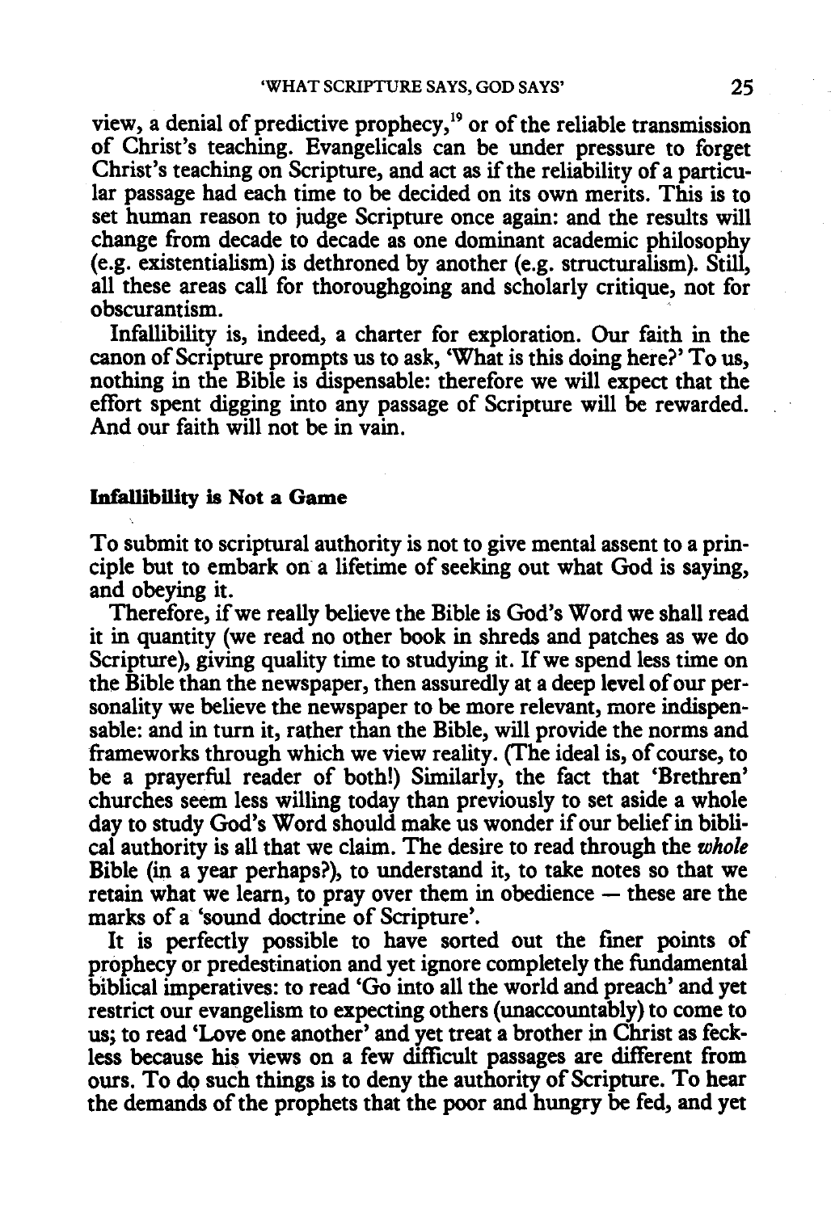view, a denial of predictive prophecy,[19] or of the reliable transmission of Christ's teaching. Evangelicals can be under pressure to forget Christ's teaching on Scripture, and act as if the reliability of a particular passage had each time to be decided on its own merits. This is to set human reason to judge Scripture once again: and the results will change from decade to decade as one dominant academic philosophy (e.g. existentialism) is dethroned by another (e.g. structuralism). Still, all these areas call for thoroughgoing and scholarly critique, not for obscurantism.

Infallibility is, indeed, a charter for exploration. Our faith in the canon of Scripture prompts us to ask, 'What is this doing here?' To us, nothing in the Bible is dispensable: therefore we will expect that the effort spent digging into any passage of Scripture will be rewarded. And our faith will not be in vain.

### Infallibility is Not a Game

To submit to scriptural authority is not to give mental assent to a principle but to embark on a lifetime of seeking out what God is saying, and obeying it.

Therefore, if we really believe the Bible is God's Word we shall read it in quantity (we read no other book in shreds and patches as we do Scripture), giving quality time to studying it. If we spend less time on the Bible than the newspaper, then assuredly at a deep level of our personality we believe the newspaper to be more relevant, more indispensable: and in turn it, rather than the Bible, will provide the norms and frameworks through which we view reality. (The ideal is, of course, to be a prayerful reader of both!) Similarly, the fact that 'Brethren' churches seem less willing today than previously to set aside a whole day to study God's Word should make us wonder if our belief in biblical authority is all that we claim. The desire to read through the *whole* Bible (in a year perhaps?), to understand it, to take notes so that we retain what we learn, to pray over them in obedience — these are the marks of a 'sound doctrine of Scripture'.

It is perfectly possible to have sorted out the finer points of prophecy or predestination and yet ignore completely the fundamental biblical imperatives: to read 'Go into all the world and preach' and yet restrict our evangelism to expecting others (unaccountably) to come to us; to read 'Love one another' and yet treat a brother in Christ as feckless because his views on a few difficult passages are different from ours. To do such things is to deny the authority of Scripture. To hear the demands of the prophets that the poor and hungry be fed, and yet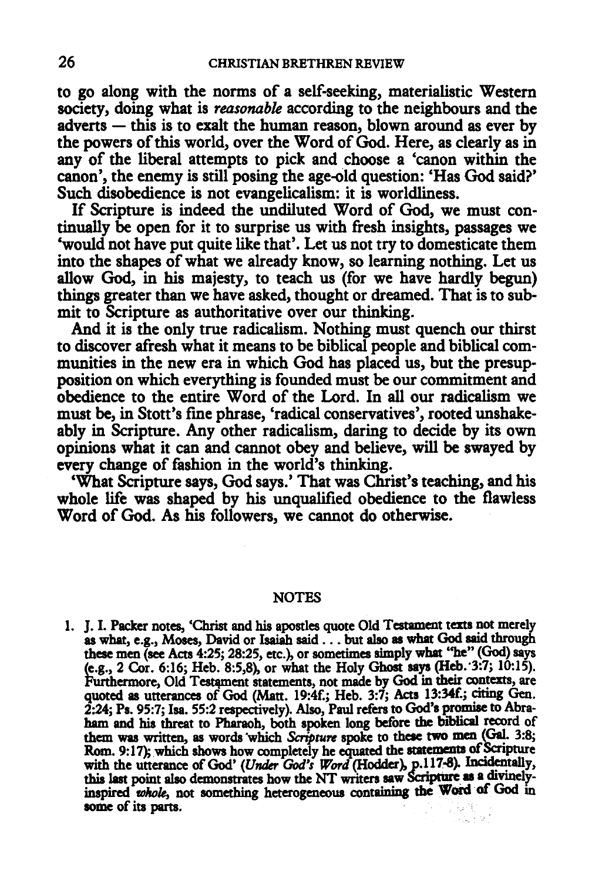to go along with the norms of a self-seeking, materialistic Western society, doing what is *reasonable* according to the neighbours and the adverts — this is to exalt the human reason, blown around as ever by the powers of this world, over the Word of God. Here, as clearly as in any of the liberal attempts to pick and choose a 'canon within the canon', the enemy is still posing the age-old question: 'Has God said?' Such disobedience is not evangelicalism: it is worldliness.

If Scripture is indeed the undiluted Word of God, we must continually be open for it to surprise us with fresh insights, passages we 'would not have put quite like that'. Let us not try to domesticate them into the shapes of what we already know, so learning nothing. Let us allow God, in his majesty, to teach us (for we have hardly begun) things greater than we have asked, thought or dreamed. That is to submit to Scripture as authoritative over our thinking.

And it is the only true radicalism. Nothing must quench our thirst to discover afresh what it means to be biblical people and biblical communities in the new era in which God has placed us, but the presupposition on which everything is founded must be our commitment and obedience to the entire Word of the Lord. In all our radicalism we must be, in Stott's fine phrase, 'radical conservatives', rooted unshakeably in Scripture. Any other radicalism, daring to decide by its own opinions what it can and cannot obey and believe, will be swayed by every change of fashion in the world's thinking.

'What Scripture says, God says.' That was Christ's teaching, and his whole life was shaped by his unqualified obedience to the flawless Word of God. As his followers, we cannot do otherwise.

## NOTES

1. J. I. Packer notes, 'Christ and his apostles quote Old Testament texts not merely as what, e.g., Moses, David or Isaiah said . . . but also as what God said through these men (see Acts 4:25; 28:25, etc.), or sometimes simply what "he" (God) says (e.g., 2 Cor. 6:16; Heb. 8:5,8), or what the Holy Ghost says (Heb. 3:7; 10:15). Furthermore, Old Testament statements, not made by God in their contexts, are quoted as utterances of God (Matt. 19:4f.; Heb. 3:7; Acts 13:34f.; citing Gen. 2:24; Ps. 95:7; Isa. 55:2 respectively). Also, Paul refers to God's promise to Abraham and his threat to Pharaoh, both spoken long before the biblical record of them was written, as words which *Scripture* spoke to these two men (Gal. 3:8; Rom. 9:17); which shows how completely he equated the statements of Scripture with the utterance of God' (*Under God's Word* (Hodder), p.117-8). Incidentally, this last point also demonstrates how the NT writers saw Scripture as a divinely-inspired *whole*, not something heterogeneous containing the Word of God in some of its parts.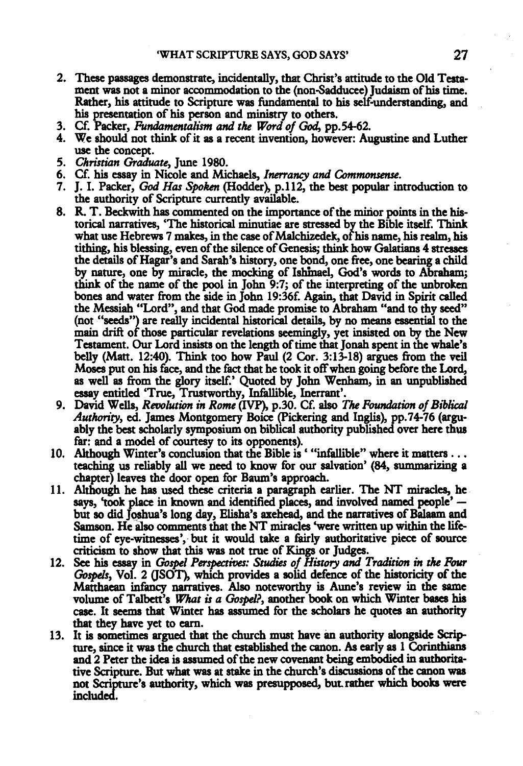2. These passages demonstrate, incidentally, that Christ's attitude to the Old Testament was not a minor accommodation to the (non-Sadducee) Judaism of his time. Rather, his attitude to Scripture was fundamental to his self-understanding, and his presentation of his person and ministry to others.
3. Cf. Packer, *Fundamentalism and the Word of God*, pp.54-62.
4. We should not think of it as a recent invention, however: Augustine and Luther use the concept.
5. *Christian Graduate*, June 1980.
6. Cf. his essay in Nicole and Michaels, *Inerrancy and Commonsense*.
7. J. I. Packer, *God Has Spoken* (Hodder), p.112, the best popular introduction to the authority of Scripture currently available.
8. R. T. Beckwith has commented on the importance of the minor points in the historical narratives, 'The historical minutiae are stressed by the Bible itself. Think what use Hebrews 7 makes, in the case of Malchizedek, of his name, his realm, his tithing, his blessing, even of the silence of Genesis; think how Galatians 4 stresses the details of Hagar's and Sarah's history, one bond, one free, one bearing a child by nature, one by miracle, the mocking of Ishmael, God's words to Abraham; think of the name of the pool in John 9:7; of the interpreting of the unbroken bones and water from the side in John 19:36f. Again, that David in Spirit called the Messiah "Lord", and that God made promise to Abraham "and to thy seed" (not "seeds") are really incidental historical details, by no means essential to the main drift of those particular revelations seemingly, yet insisted on by the New Testament. Our Lord insists on the length of time that Jonah spent in the whale's belly (Matt. 12:40). Think too how Paul (2 Cor. 3:13-18) argues from the veil Moses put on his face, and the fact that he took it off when going before the Lord, as well as from the glory itself.' Quoted by John Wenham, in an unpublished essay entitled 'True, Trustworthy, Infallible, Inerrant'.
9. David Wells, *Revolution in Rome* (IVP), p.30. Cf. also *The Foundation of Biblical Authority*, ed. James Montgomery Boice (Pickering and Inglis), pp.74-76 (arguably the best scholarly symposium on biblical authority published over here thus far: and a model of courtesy to its opponents).
10. Although Winter's conclusion that the Bible is ' "infallible" where it matters . . . teaching us reliably all we need to know for our salvation' (84, summarizing a chapter) leaves the door open for Baum's approach.
11. Although he has used these criteria a paragraph earlier. The NT miracles, he says, 'took place in known and identified places, and involved named people' — but so did Joshua's long day, Elisha's axehead, and the narratives of Balaam and Samson. He also comments that the NT miracles 'were written up within the lifetime of eye-witnesses', but it would take a fairly authoritative piece of source criticism to show that this was not true of Kings or Judges.
12. See his essay in *Gospel Perspectives: Studies of History and Tradition in the Four Gospels*, Vol. 2 (JSOT), which provides a solid defence of the historicity of the Matthaean infancy narratives. Also noteworthy is Aune's review in the same volume of Talbett's *What is a Gospel?*, another book on which Winter bases his case. It seems that Winter has assumed for the scholars he quotes an authority that they have yet to earn.
13. It is sometimes argued that the church must have an authority alongside Scripture, since it was the church that established the canon. As early as 1 Corinthians and 2 Peter the idea is assumed of the new covenant being embodied in authoritative Scripture. But what was at stake in the church's discussions of the canon was not Scripture's authority, which was presupposed, but rather which books were included.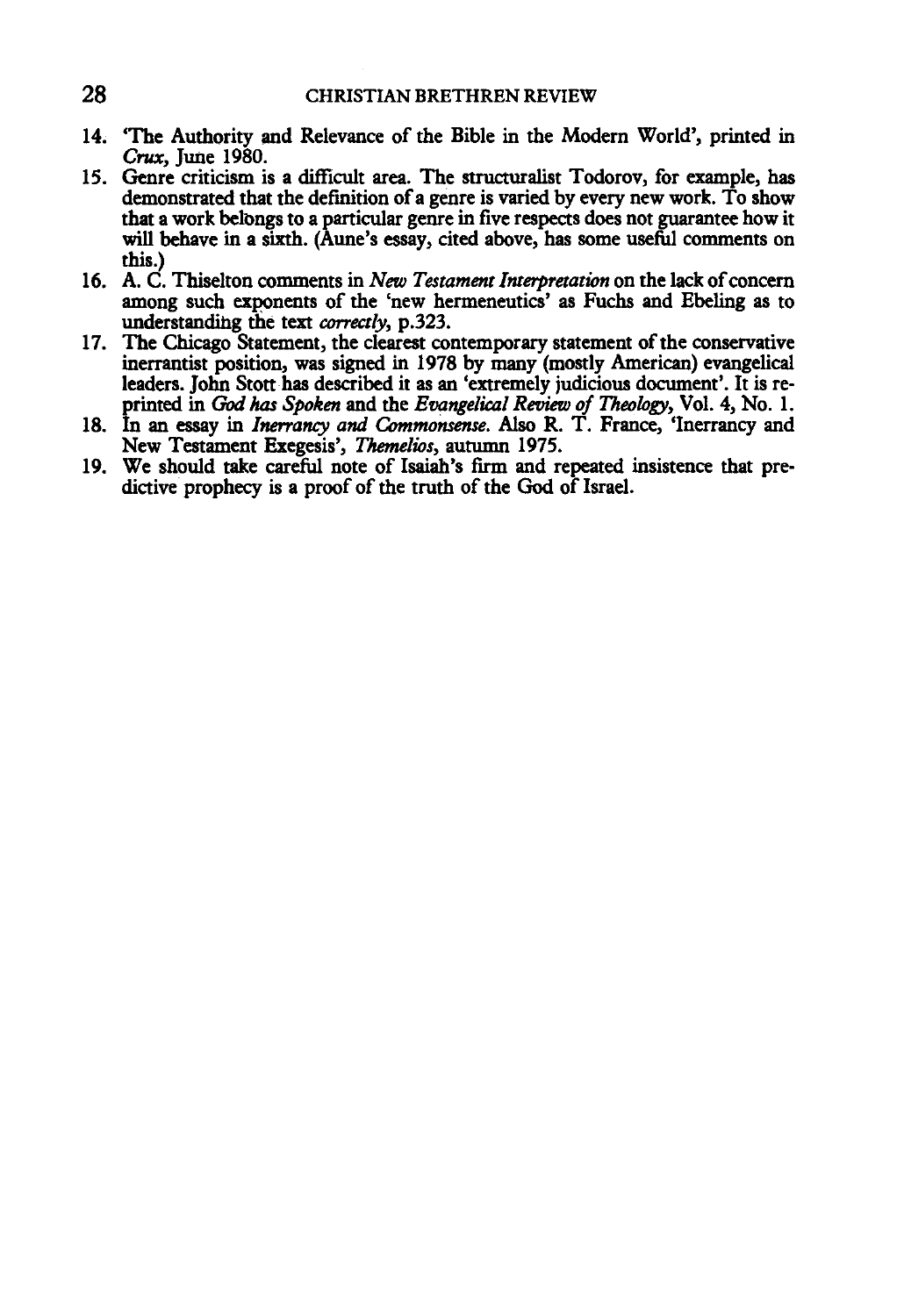14. 'The Authority and Relevance of the Bible in the Modern World', printed in *Crux*, June 1980.
15. Genre criticism is a difficult area. The structuralist Todorov, for example, has demonstrated that the definition of a genre is varied by every new work. To show that a work belongs to a particular genre in five respects does not guarantee how it will behave in a sixth. (Aune's essay, cited above, has some useful comments on this.)
16. A. C. Thiselton comments in *New Testament Interpretation* on the lack of concern among such exponents of the 'new hermeneutics' as Fuchs and Ebeling as to understanding the text *correctly*, p.323.
17. The Chicago Statement, the clearest contemporary statement of the conservative inerrantist position, was signed in 1978 by many (mostly American) evangelical leaders. John Stott has described it as an 'extremely judicious document'. It is reprinted in *God has Spoken* and the *Evangelical Review of Theology*, Vol. 4, No. 1.
18. In an essay in *Inerrancy and Commonsense*. Also R. T. France, 'Inerrancy and New Testament Exegesis', *Themelios*, autumn 1975.
19. We should take careful note of Isaiah's firm and repeated insistence that predictive prophecy is a proof of the truth of the God of Israel.